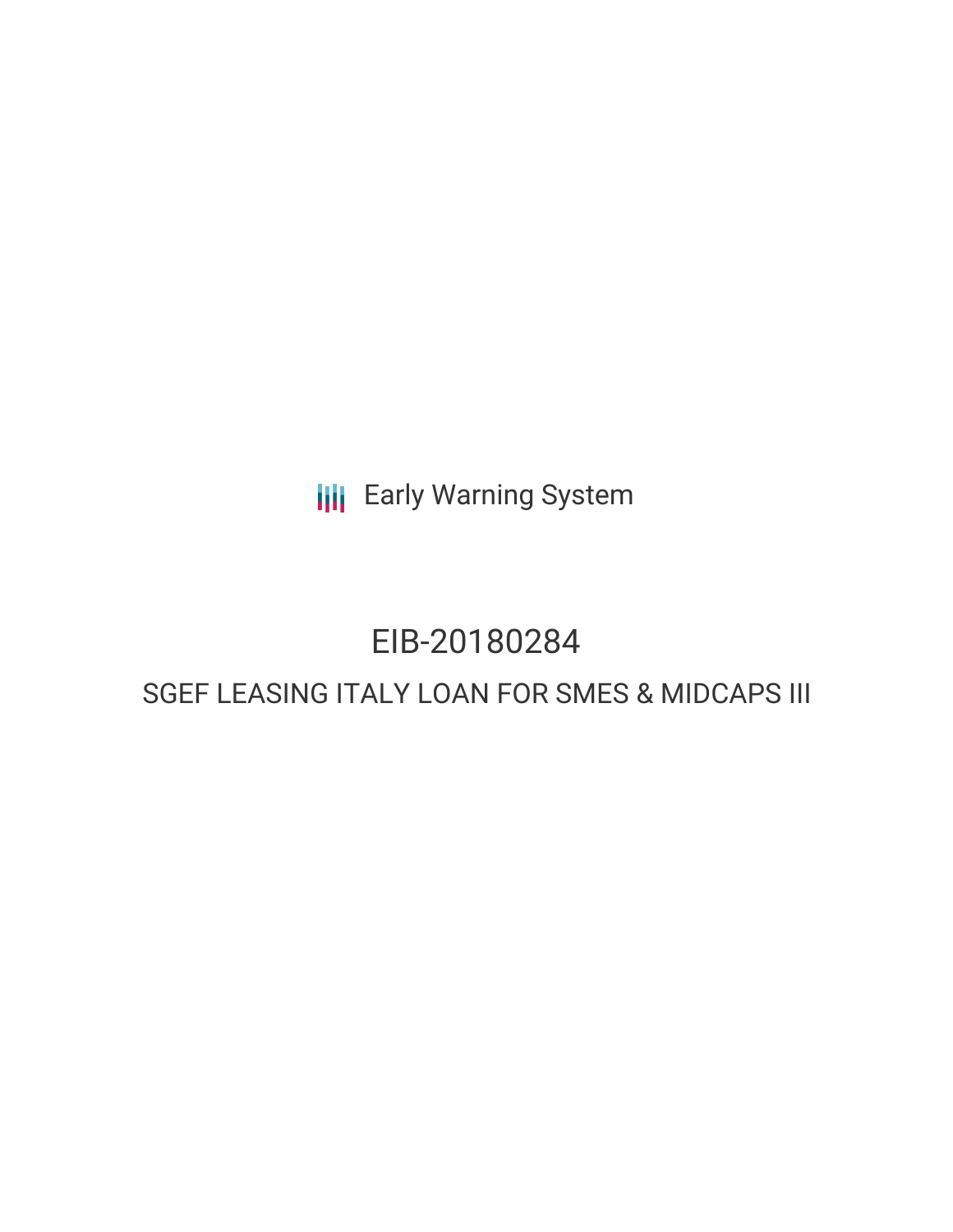Early Warning System

# EIB-20180284

## SGEF LEASING ITALY LOAN FOR SMES & MIDCAPS III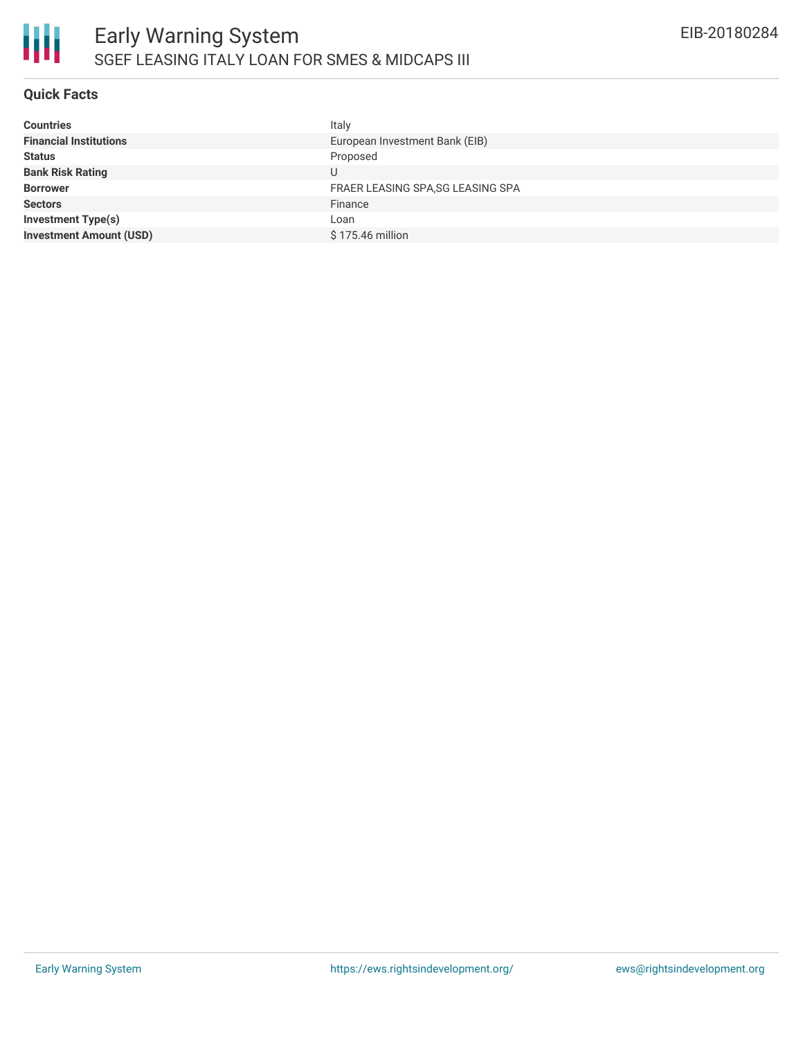# Early Warning System

## SGEF LEASING ITALY LOAN FOR SMES & MIDCAPS III

EIB-20180284

### Quick Facts

| | |
|---|---|
| **Countries** | Italy |
| **Financial Institutions** | European Investment Bank (EIB) |
| **Status** | Proposed |
| **Bank Risk Rating** | U |
| **Borrower** | FRAER LEASING SPA,SG LEASING SPA |
| **Sectors** | Finance |
| **Investment Type(s)** | Loan |
| **Investment Amount (USD)** | $ 175.46 million |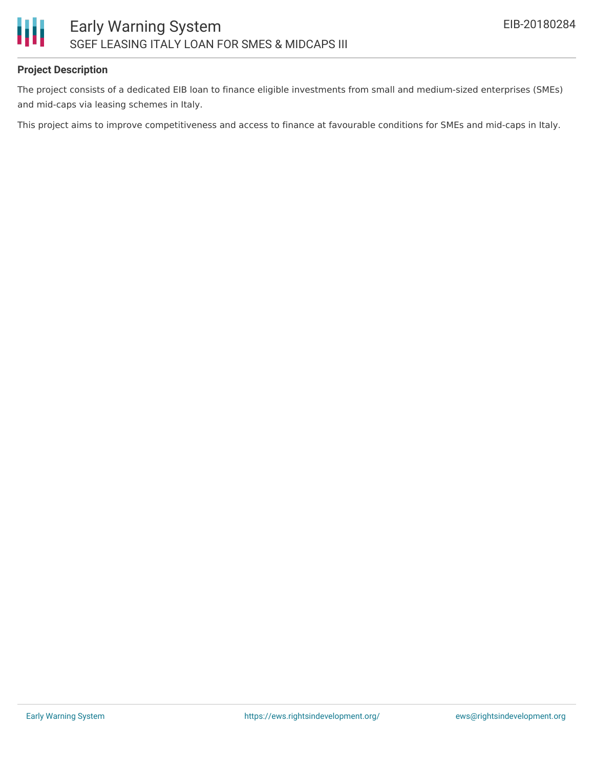### Project Description

The project consists of a dedicated EIB loan to finance eligible investments from small and medium-sized enterprises (SMEs) and mid-caps via leasing schemes in Italy.

This project aims to improve competitiveness and access to finance at favourable conditions for SMEs and mid-caps in Italy.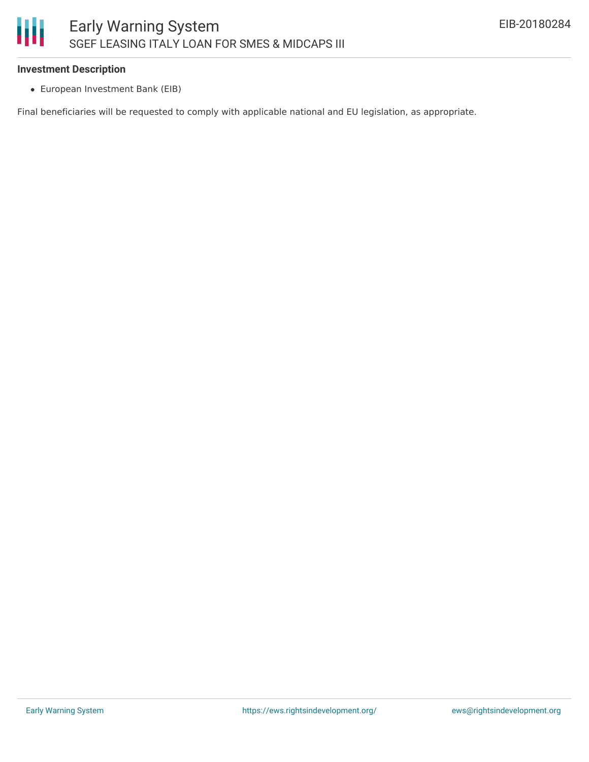**Investment Description**

- European Investment Bank (EIB)

Final beneficiaries will be requested to comply with applicable national and EU legislation, as appropriate.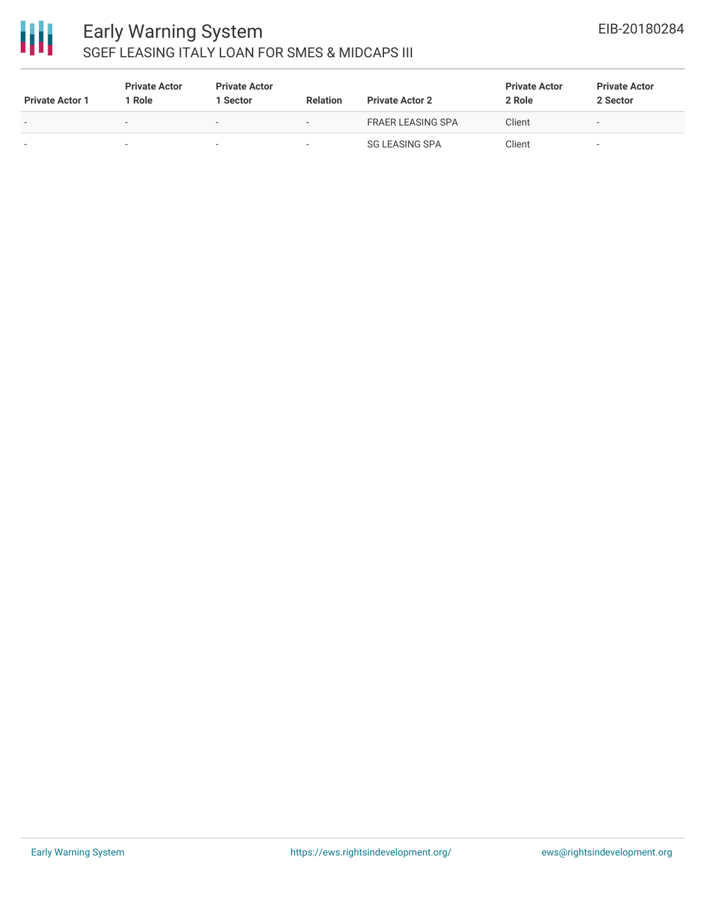| Private Actor 1 | Private Actor 1 Role | Private Actor 1 Sector | Relation | Private Actor 2 | Private Actor 2 Role | Private Actor 2 Sector |
|---|---|---|---|---|---|---|
| - | - | - | - | FRAER LEASING SPA | Client | - |
| - | - | - | - | SG LEASING SPA | Client | - |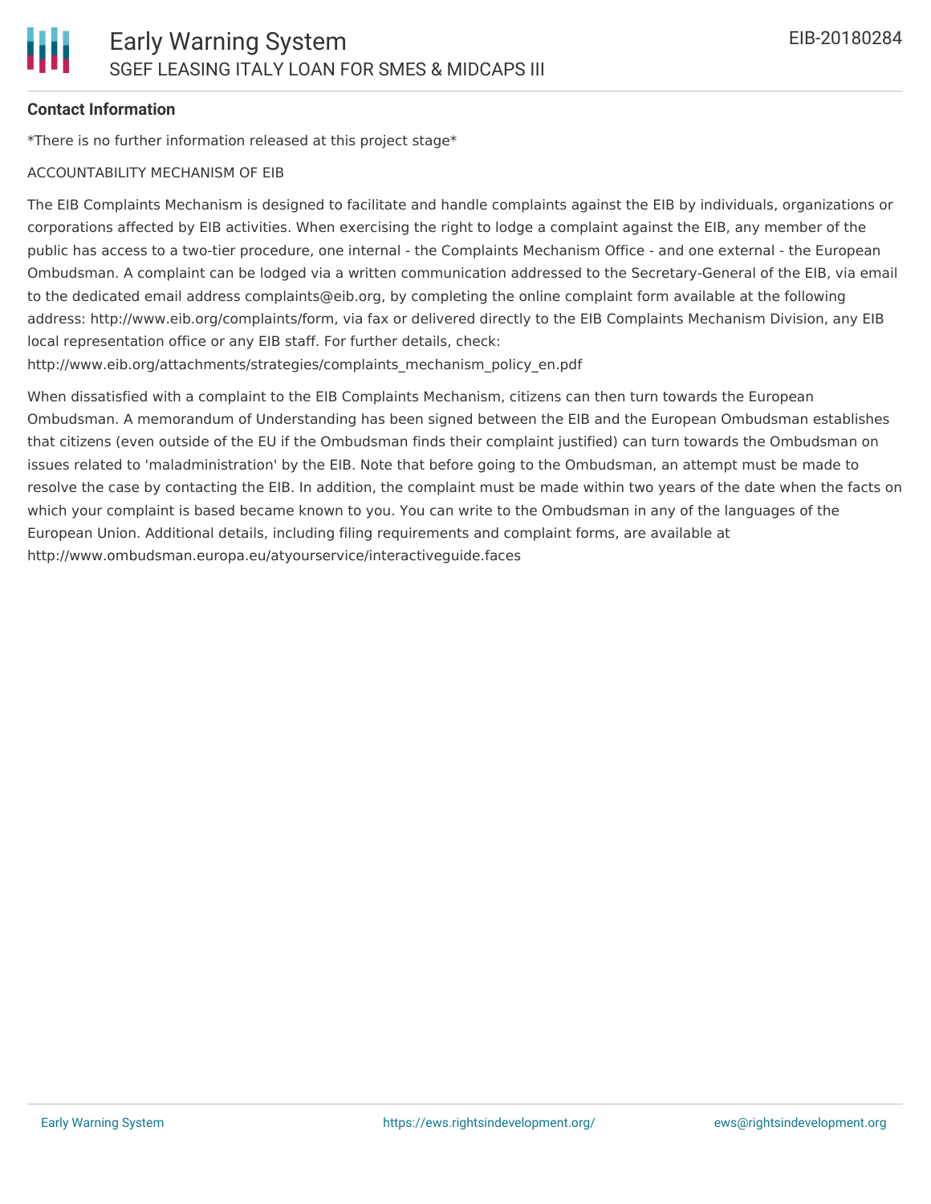**Contact Information**

*There is no further information released at this project stage*

ACCOUNTABILITY MECHANISM OF EIB

The EIB Complaints Mechanism is designed to facilitate and handle complaints against the EIB by individuals, organizations or corporations affected by EIB activities. When exercising the right to lodge a complaint against the EIB, any member of the public has access to a two-tier procedure, one internal - the Complaints Mechanism Office - and one external - the European Ombudsman. A complaint can be lodged via a written communication addressed to the Secretary-General of the EIB, via email to the dedicated email address complaints@eib.org, by completing the online complaint form available at the following address: http://www.eib.org/complaints/form, via fax or delivered directly to the EIB Complaints Mechanism Division, any EIB local representation office or any EIB staff. For further details, check: http://www.eib.org/attachments/strategies/complaints_mechanism_policy_en.pdf

When dissatisfied with a complaint to the EIB Complaints Mechanism, citizens can then turn towards the European Ombudsman. A memorandum of Understanding has been signed between the EIB and the European Ombudsman establishes that citizens (even outside of the EU if the Ombudsman finds their complaint justified) can turn towards the Ombudsman on issues related to 'maladministration' by the EIB. Note that before going to the Ombudsman, an attempt must be made to resolve the case by contacting the EIB. In addition, the complaint must be made within two years of the date when the facts on which your complaint is based became known to you. You can write to the Ombudsman in any of the languages of the European Union. Additional details, including filing requirements and complaint forms, are available at http://www.ombudsman.europa.eu/atyourservice/interactiveguide.faces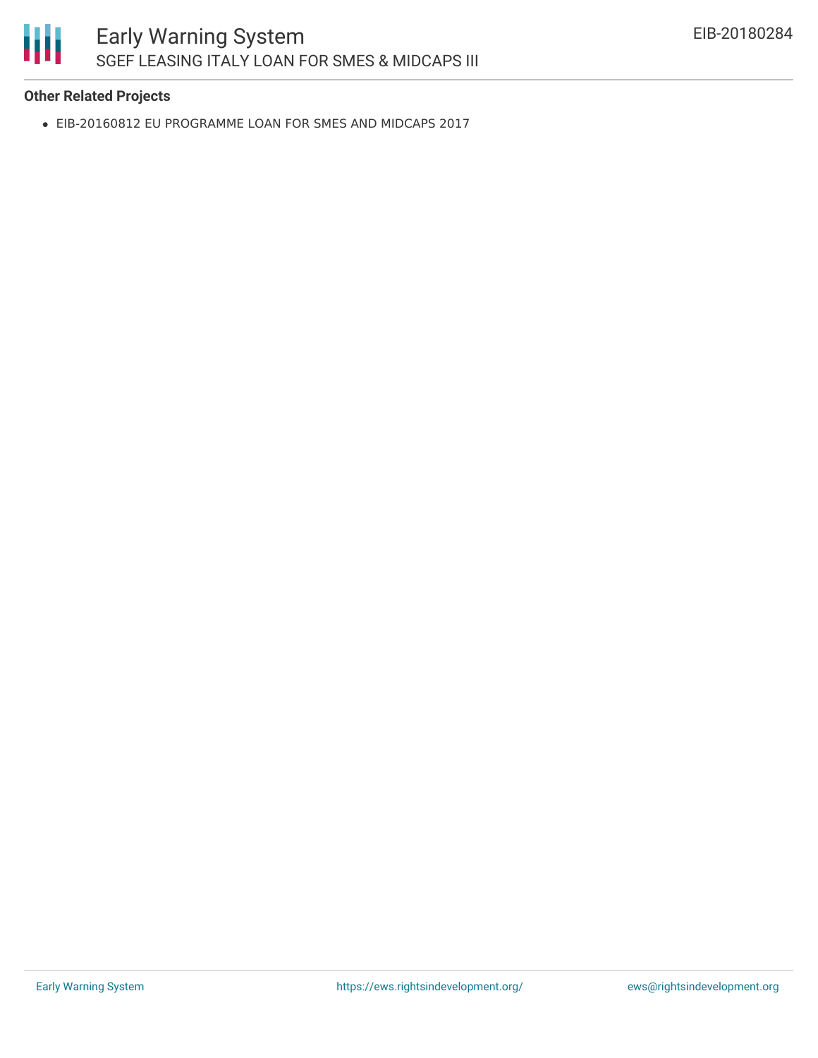**Other Related Projects**

- EIB-20160812 EU PROGRAMME LOAN FOR SMES AND MIDCAPS 2017